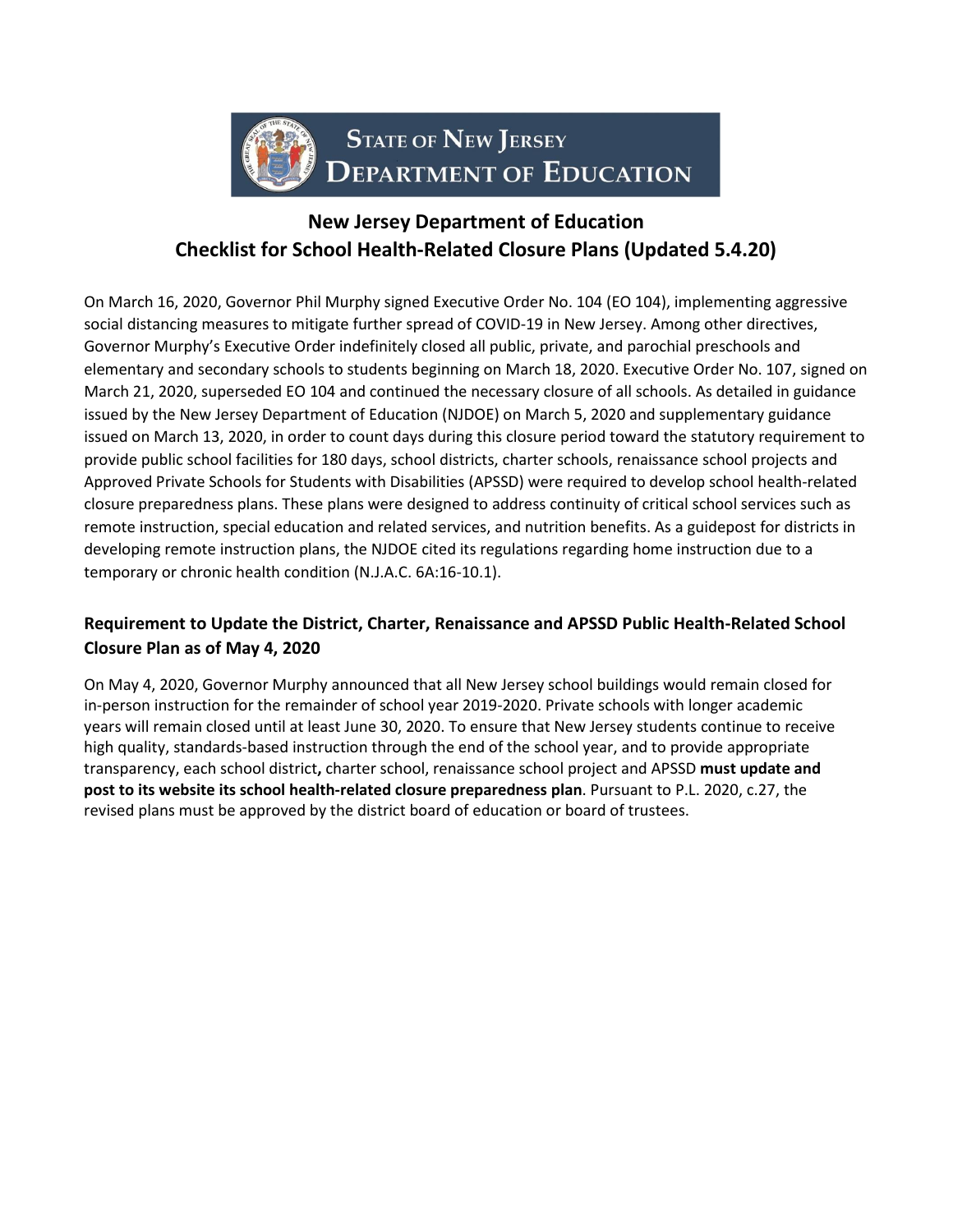# STATE OF NEW JERSEY DEPARTMENT OF EDUCATION

## New Jersey Department of Education
## Checklist for School Health-Related Closure Plans (Updated 5.4.20)

On March 16, 2020, Governor Phil Murphy signed Executive Order No. 104 (EO 104), implementing aggressive social distancing measures to mitigate further spread of COVID-19 in New Jersey. Among other directives, Governor Murphy's Executive Order indefinitely closed all public, private, and parochial preschools and elementary and secondary schools to students beginning on March 18, 2020. Executive Order No. 107, signed on March 21, 2020, superseded EO 104 and continued the necessary closure of all schools. As detailed in guidance issued by the New Jersey Department of Education (NJDOE) on March 5, 2020 and supplementary guidance issued on March 13, 2020, in order to count days during this closure period toward the statutory requirement to provide public school facilities for 180 days, school districts, charter schools, renaissance school projects and Approved Private Schools for Students with Disabilities (APSSD) were required to develop school health-related closure preparedness plans. These plans were designed to address continuity of critical school services such as remote instruction, special education and related services, and nutrition benefits. As a guidepost for districts in developing remote instruction plans, the NJDOE cited its regulations regarding home instruction due to a temporary or chronic health condition (N.J.A.C. 6A:16-10.1).

### Requirement to Update the District, Charter, Renaissance and APSSD Public Health-Related School Closure Plan as of May 4, 2020

On May 4, 2020, Governor Murphy announced that all New Jersey school buildings would remain closed for in-person instruction for the remainder of school year 2019-2020. Private schools with longer academic years will remain closed until at least June 30, 2020. To ensure that New Jersey students continue to receive high quality, standards-based instruction through the end of the school year, and to provide appropriate transparency, each school district**,** charter school, renaissance school project and APSSD **must update and post to its website its school health-related closure preparedness plan**. Pursuant to P.L. 2020, c.27, the revised plans must be approved by the district board of education or board of trustees.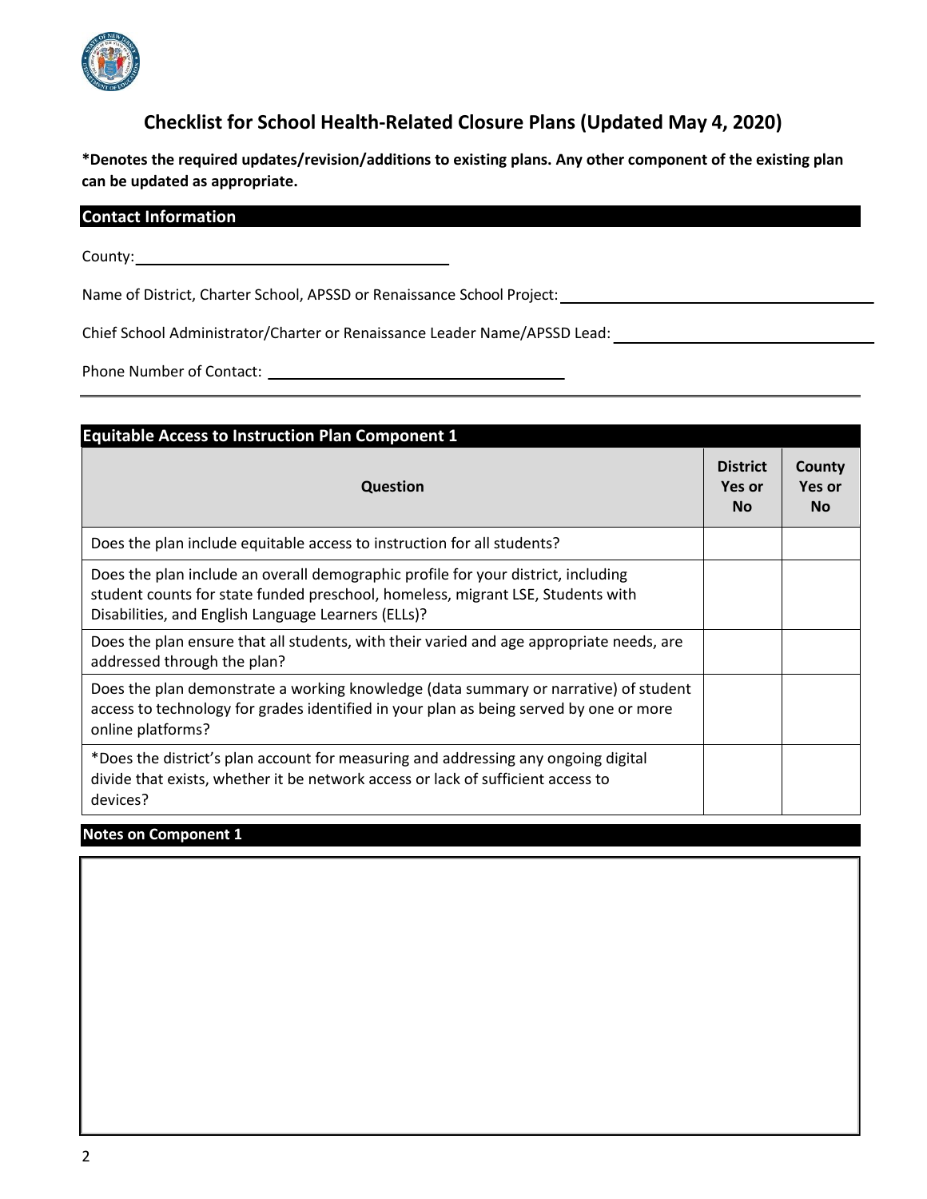# Checklist for School Health-Related Closure Plans (Updated May 4, 2020)

**\*Denotes the required updates/revision/additions to existing plans. Any other component of the existing plan can be updated as appropriate.**

## Contact Information

County: ______________________________

Name of District, Charter School, APSSD or Renaissance School Project: ______________________________

Chief School Administrator/Charter or Renaissance Leader Name/APSSD Lead: ______________________________

Phone Number of Contact: ______________________________

## Equitable Access to Instruction Plan Component 1

| Question | District Yes or No | County Yes or No |
|---|---|---|
| Does the plan include equitable access to instruction for all students? | | |
| Does the plan include an overall demographic profile for your district, including student counts for state funded preschool, homeless, migrant LSE, Students with Disabilities, and English Language Learners (ELLs)? | | |
| Does the plan ensure that all students, with their varied and age appropriate needs, are addressed through the plan? | | |
| Does the plan demonstrate a working knowledge (data summary or narrative) of student access to technology for grades identified in your plan as being served by one or more online platforms? | | |
| *Does the district's plan account for measuring and addressing any ongoing digital divide that exists, whether it be network access or lack of sufficient access to devices? | | |

## Notes on Component 1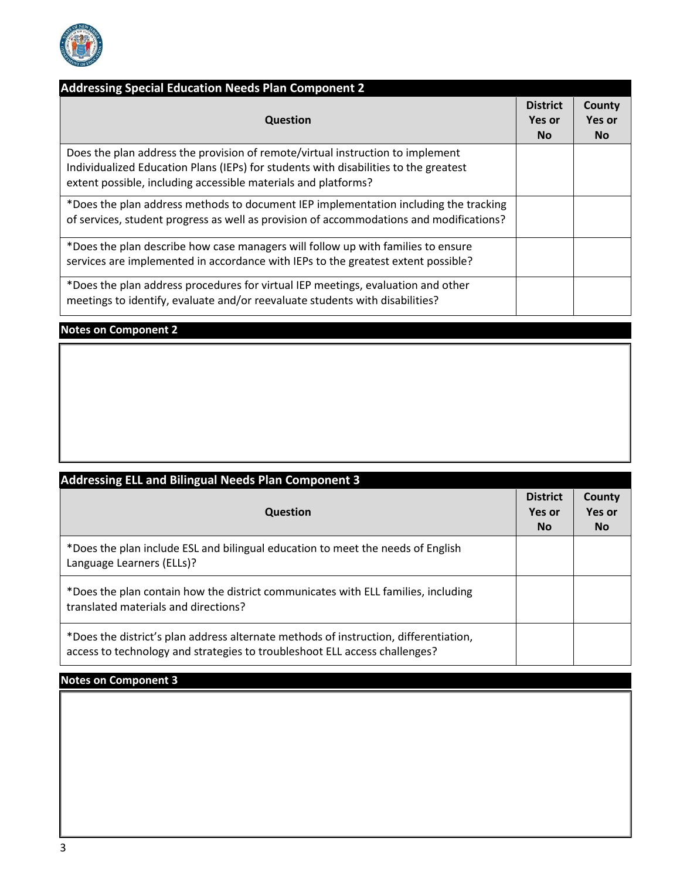## Addressing Special Education Needs Plan Component 2

| Question | District Yes or No | County Yes or No |
| --- | --- | --- |
| Does the plan address the provision of remote/virtual instruction to implement Individualized Education Plans (IEPs) for students with disabilities to the greatest extent possible, including accessible materials and platforms? | | |
| *Does the plan address methods to document IEP implementation including the tracking of services, student progress as well as provision of accommodations and modifications? | | |
| *Does the plan describe how case managers will follow up with families to ensure services are implemented in accordance with IEPs to the greatest extent possible? | | |
| *Does the plan address procedures for virtual IEP meetings, evaluation and other meetings to identify, evaluate and/or reevaluate students with disabilities? | | |

### Notes on Component 2

## Addressing ELL and Bilingual Needs Plan Component 3

| Question | District Yes or No | County Yes or No |
| --- | --- | --- |
| *Does the plan include ESL and bilingual education to meet the needs of English Language Learners (ELLs)? | | |
| *Does the plan contain how the district communicates with ELL families, including translated materials and directions? | | |
| *Does the district's plan address alternate methods of instruction, differentiation, access to technology and strategies to troubleshoot ELL access challenges? | | |

### Notes on Component 3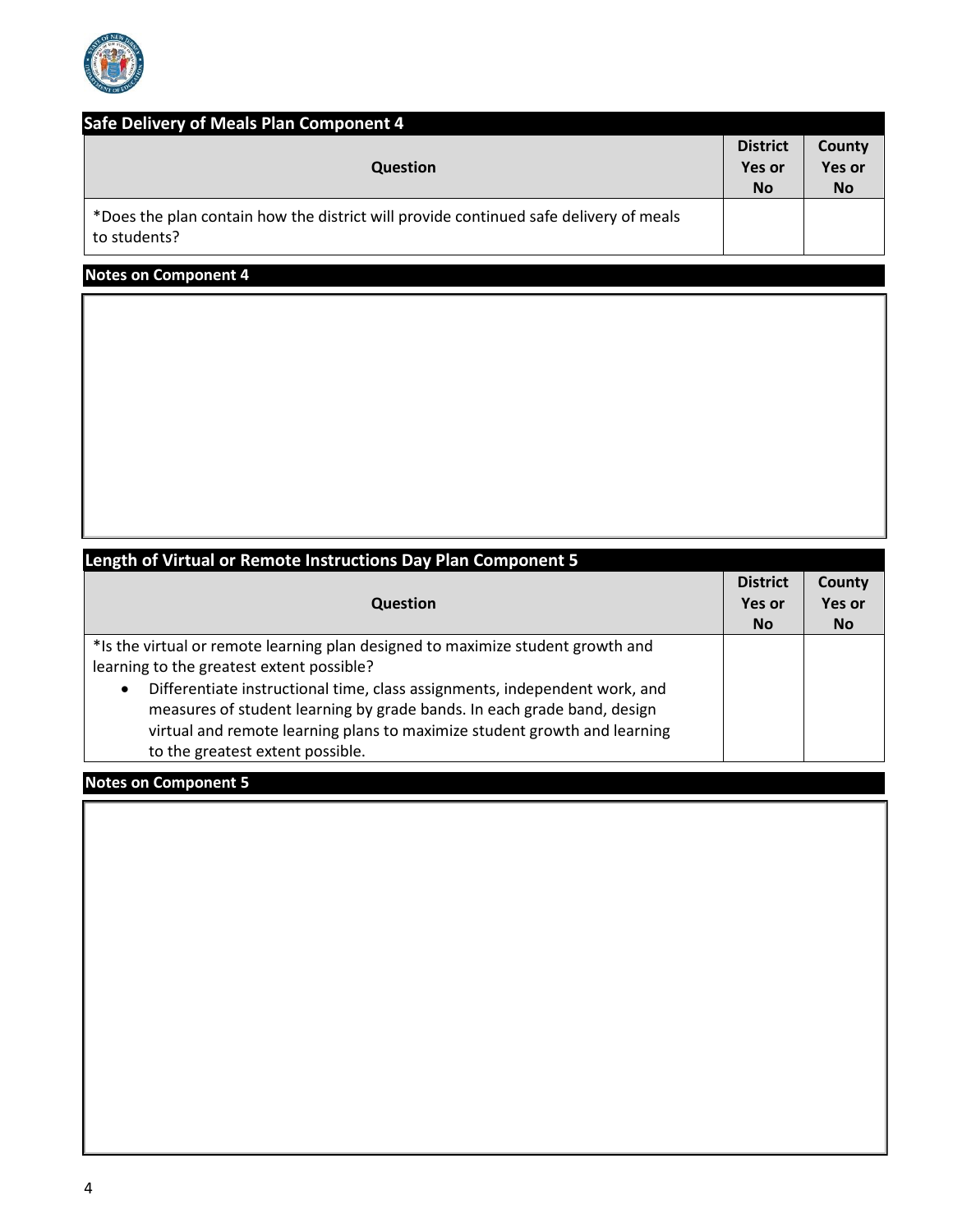## Safe Delivery of Meals Plan Component 4

| Question | District Yes or No | County Yes or No |
|---|---|---|
| *Does the plan contain how the district will provide continued safe delivery of meals to students? | | |

### Notes on Component 4

## Length of Virtual or Remote Instructions Day Plan Component 5

| Question | District Yes or No | County Yes or No |
|---|---|---|
| *Is the virtual or remote learning plan designed to maximize student growth and learning to the greatest extent possible?<br>• Differentiate instructional time, class assignments, independent work, and measures of student learning by grade bands. In each grade band, design virtual and remote learning plans to maximize student growth and learning to the greatest extent possible. | | |

### Notes on Component 5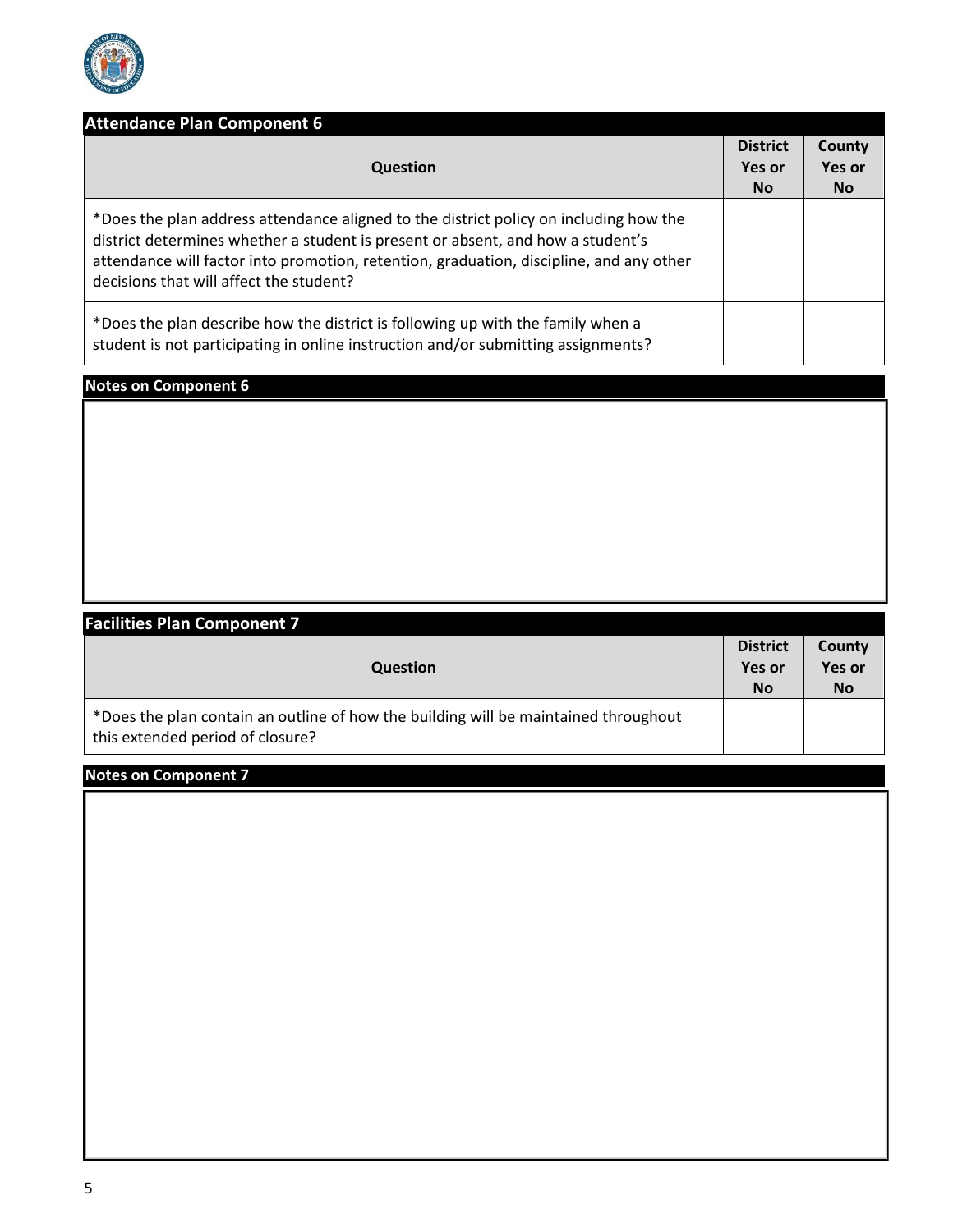## Attendance Plan Component 6

| Question | District Yes or No | County Yes or No |
|---|---|---|
| *Does the plan address attendance aligned to the district policy on including how the district determines whether a student is present or absent, and how a student's attendance will factor into promotion, retention, graduation, discipline, and any other decisions that will affect the student? | | |
| *Does the plan describe how the district is following up with the family when a student is not participating in online instruction and/or submitting assignments? | | |

**Notes on Component 6**

## Facilities Plan Component 7

| Question | District Yes or No | County Yes or No |
|---|---|---|
| *Does the plan contain an outline of how the building will be maintained throughout this extended period of closure? | | |

**Notes on Component 7**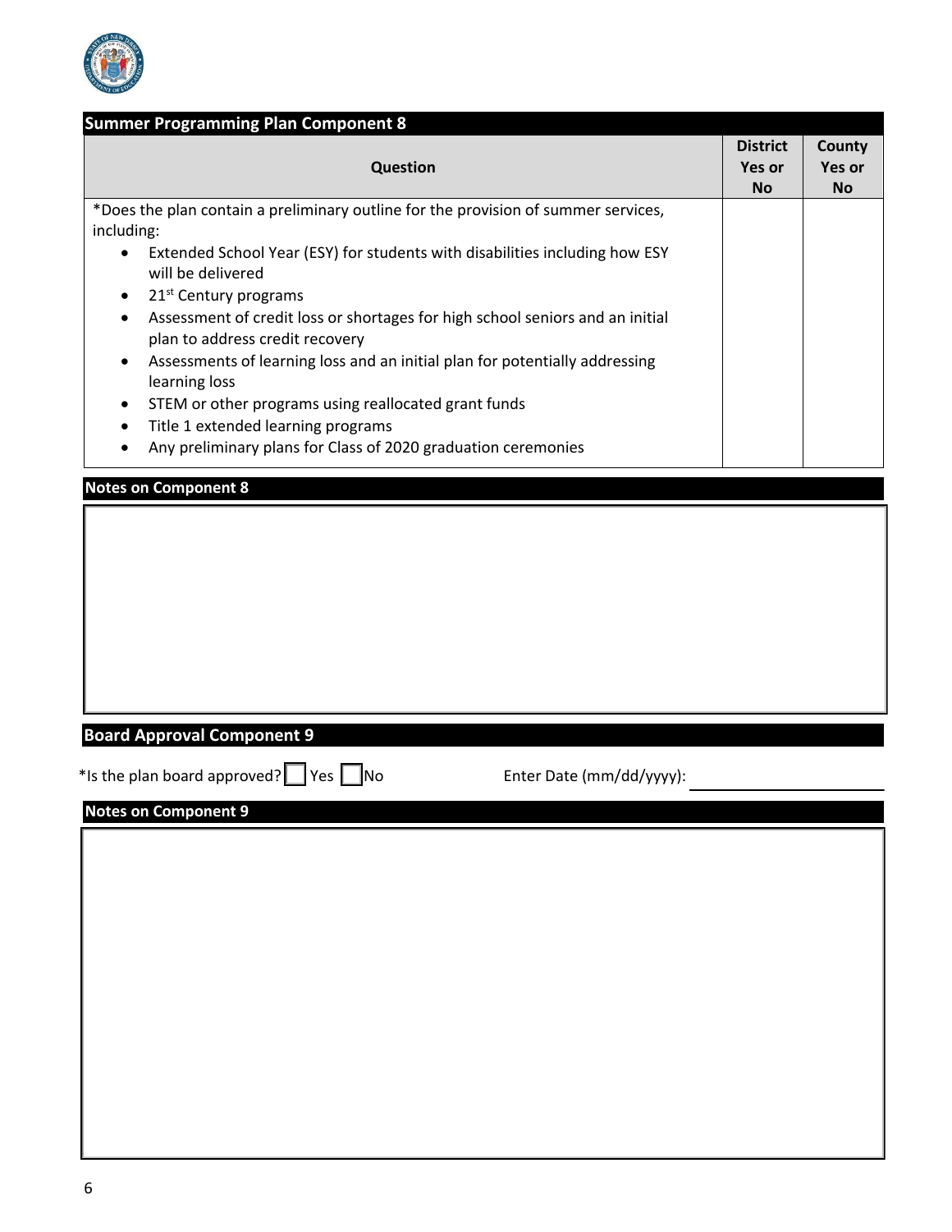## Summary Programming Plan Component 8

| Question | District Yes or No | County Yes or No |
|---|---|---|
| *Does the plan contain a preliminary outline for the provision of summer services, including:<br>• Extended School Year (ESY) for students with disabilities including how ESY will be delivered<br>• 21st Century programs<br>• Assessment of credit loss or shortages for high school seniors and an initial plan to address credit recovery<br>• Assessments of learning loss and an initial plan for potentially addressing learning loss<br>• STEM or other programs using reallocated grant funds<br>• Title 1 extended learning programs<br>• Any preliminary plans for Class of 2020 graduation ceremonies | | |

## Notes on Component 8

## Board Approval Component 9

*Is the plan board approved? ☐ Yes ☐ No

Enter Date (mm/dd/yyyy): ____________________

## Notes on Component 9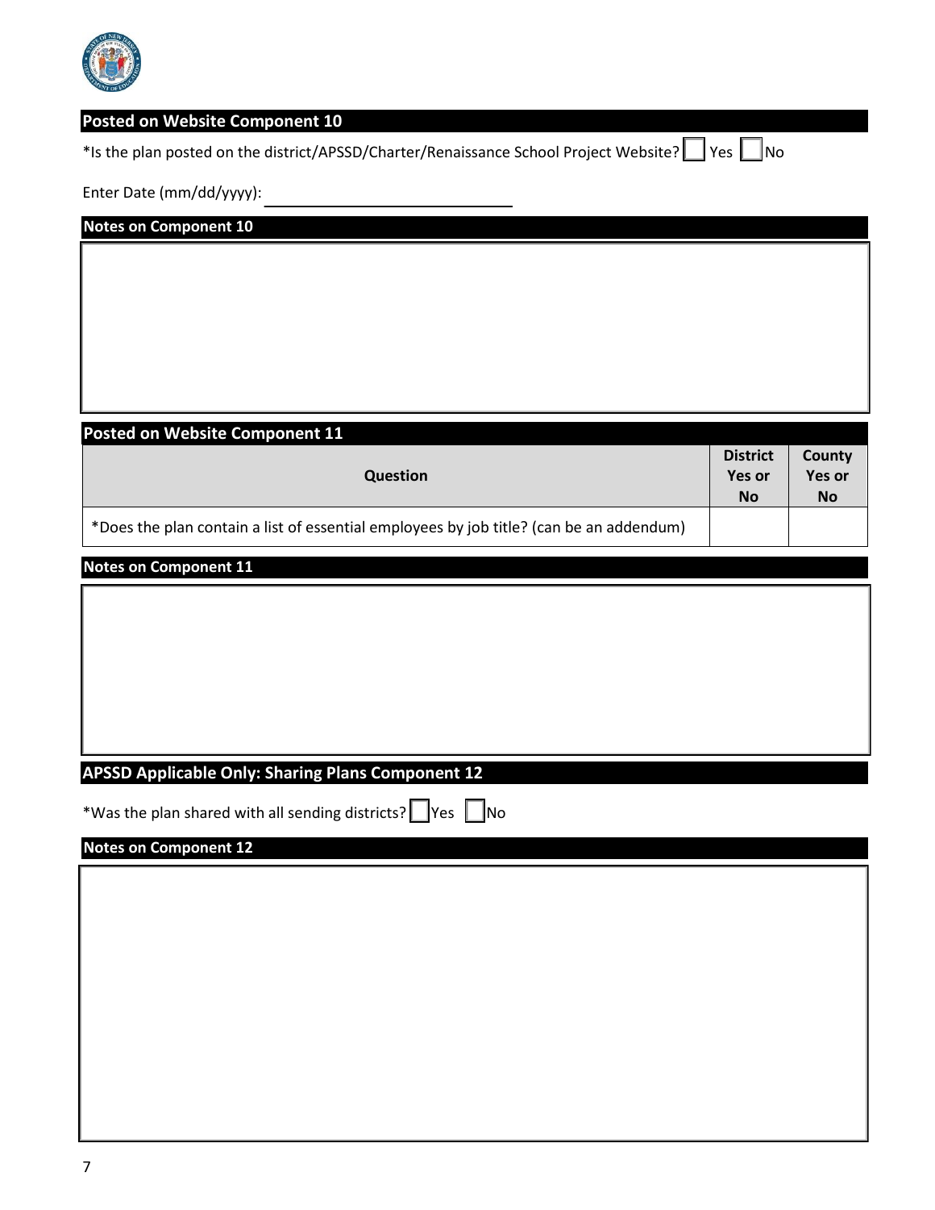## Posted on Website Component 10

*Is the plan posted on the district/APSSD/Charter/Renaissance School Project Website? ☐ Yes ☐ No

Enter Date (mm/dd/yyyy): ______________________

## Notes on Component 10

## Posted on Website Component 11

| Question | District Yes or No | County Yes or No |
|---|---|---|
| *Does the plan contain a list of essential employees by job title? (can be an addendum) | | |

## Notes on Component 11

## APSSD Applicable Only: Sharing Plans Component 12

*Was the plan shared with all sending districts? ☐ Yes ☐ No

## Notes on Component 12